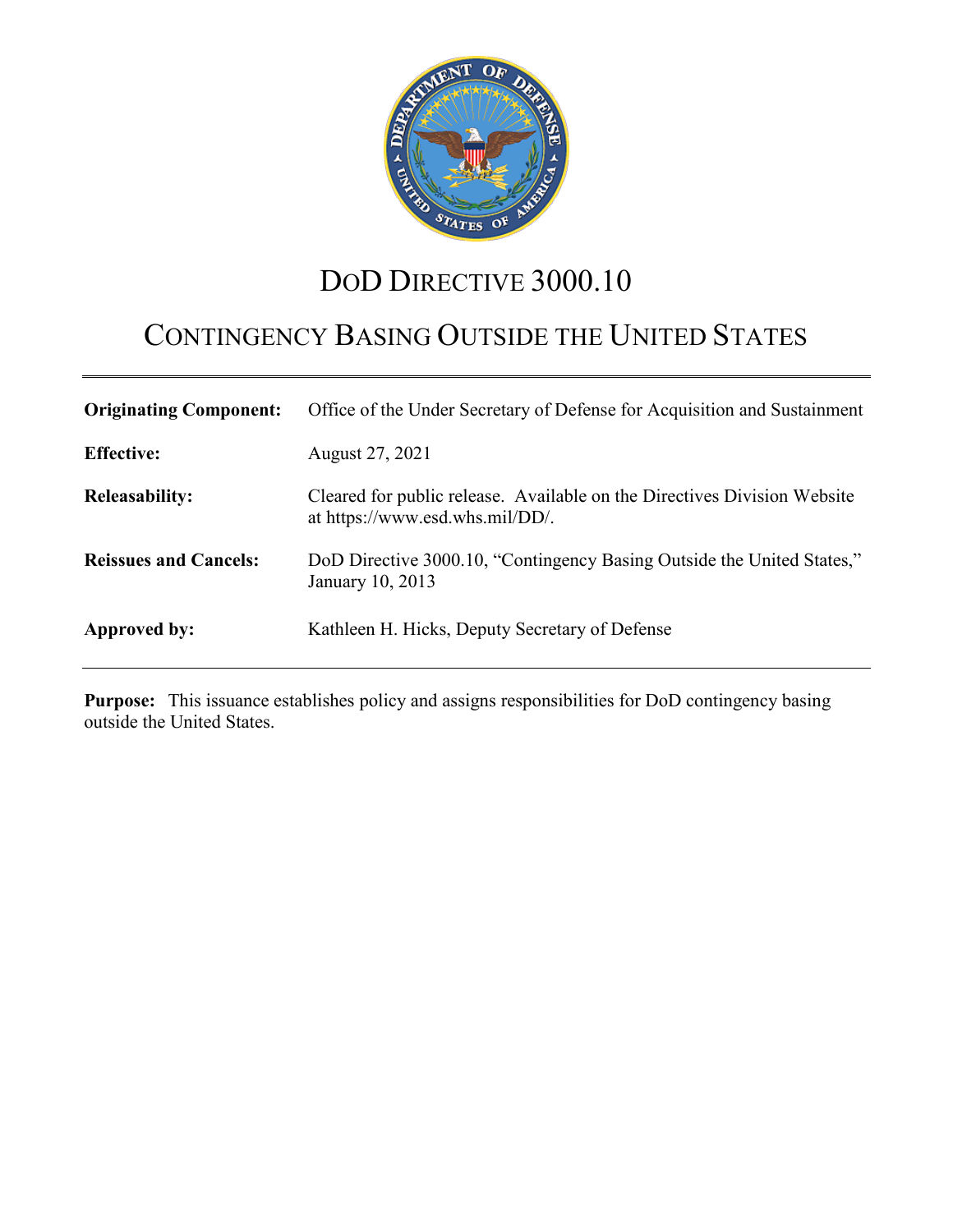# DoD DIRECTIVE 3000.10

## CONTINGENCY BASING OUTSIDE THE UNITED STATES

| | |
|---|---|
| **Originating Component:** | Office of the Under Secretary of Defense for Acquisition and Sustainment |
| **Effective:** | August 27, 2021 |
| **Releasability:** | Cleared for public release. Available on the Directives Division Website at https://www.esd.whs.mil/DD/. |
| **Reissues and Cancels:** | DoD Directive 3000.10, "Contingency Basing Outside the United States," January 10, 2013 |
| **Approved by:** | Kathleen H. Hicks, Deputy Secretary of Defense |

**Purpose:** This issuance establishes policy and assigns responsibilities for DoD contingency basing outside the United States.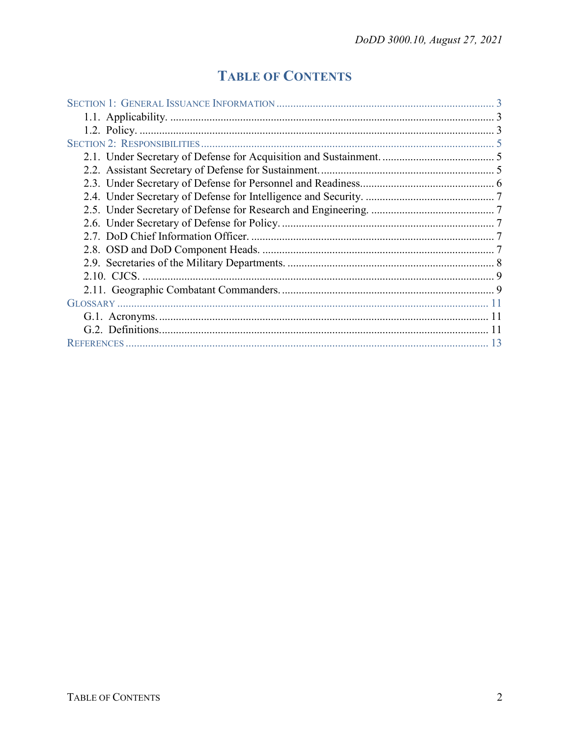# TABLE OF CONTENTS

SECTION 1: GENERAL ISSUANCE INFORMATION ..... 3
- 1.1. Applicability. ..... 3
- 1.2. Policy. ..... 3

SECTION 2: RESPONSIBILITIES ..... 5
- 2.1. Under Secretary of Defense for Acquisition and Sustainment. ..... 5
- 2.2. Assistant Secretary of Defense for Sustainment. ..... 5
- 2.3. Under Secretary of Defense for Personnel and Readiness. ..... 6
- 2.4. Under Secretary of Defense for Intelligence and Security. ..... 7
- 2.5. Under Secretary of Defense for Research and Engineering. ..... 7
- 2.6. Under Secretary of Defense for Policy. ..... 7
- 2.7. DoD Chief Information Officer. ..... 7
- 2.8. OSD and DoD Component Heads. ..... 7
- 2.9. Secretaries of the Military Departments. ..... 8
- 2.10. CJCS. ..... 9
- 2.11. Geographic Combatant Commanders. ..... 9

GLOSSARY ..... 11
- G.1. Acronyms. ..... 11
- G.2. Definitions. ..... 11

REFERENCES ..... 13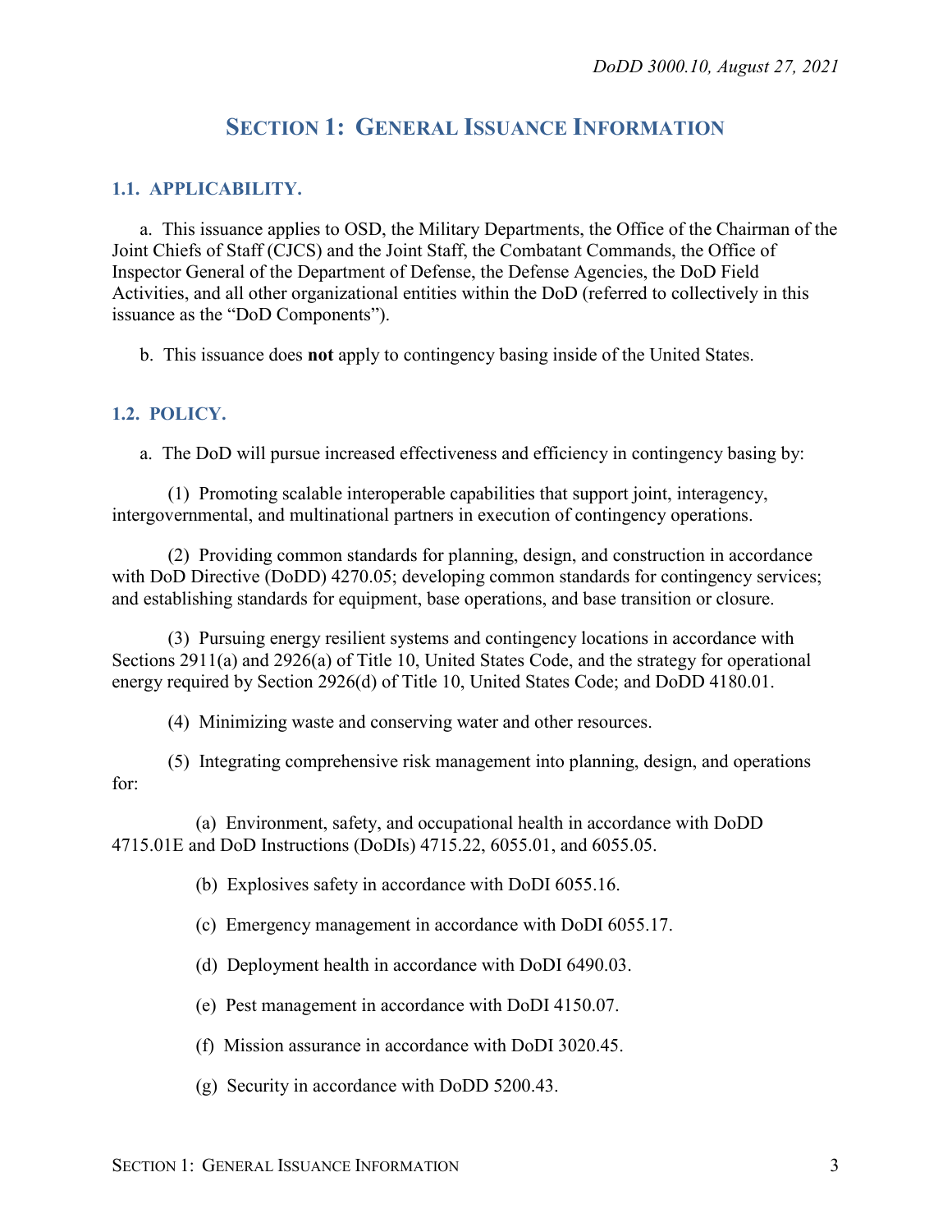# SECTION 1: GENERAL ISSUANCE INFORMATION

## 1.1. APPLICABILITY.

a. This issuance applies to OSD, the Military Departments, the Office of the Chairman of the Joint Chiefs of Staff (CJCS) and the Joint Staff, the Combatant Commands, the Office of Inspector General of the Department of Defense, the Defense Agencies, the DoD Field Activities, and all other organizational entities within the DoD (referred to collectively in this issuance as the "DoD Components").

b. This issuance does **not** apply to contingency basing inside of the United States.

## 1.2. POLICY.

a. The DoD will pursue increased effectiveness and efficiency in contingency basing by:

(1) Promoting scalable interoperable capabilities that support joint, interagency, intergovernmental, and multinational partners in execution of contingency operations.

(2) Providing common standards for planning, design, and construction in accordance with DoD Directive (DoDD) 4270.05; developing common standards for contingency services; and establishing standards for equipment, base operations, and base transition or closure.

(3) Pursuing energy resilient systems and contingency locations in accordance with Sections 2911(a) and 2926(a) of Title 10, United States Code, and the strategy for operational energy required by Section 2926(d) of Title 10, United States Code; and DoDD 4180.01.

(4) Minimizing waste and conserving water and other resources.

(5) Integrating comprehensive risk management into planning, design, and operations for:

(a) Environment, safety, and occupational health in accordance with DoDD 4715.01E and DoD Instructions (DoDIs) 4715.22, 6055.01, and 6055.05.

(b) Explosives safety in accordance with DoDI 6055.16.

(c) Emergency management in accordance with DoDI 6055.17.

(d) Deployment health in accordance with DoDI 6490.03.

(e) Pest management in accordance with DoDI 4150.07.

(f) Mission assurance in accordance with DoDI 3020.45.

(g) Security in accordance with DoDD 5200.43.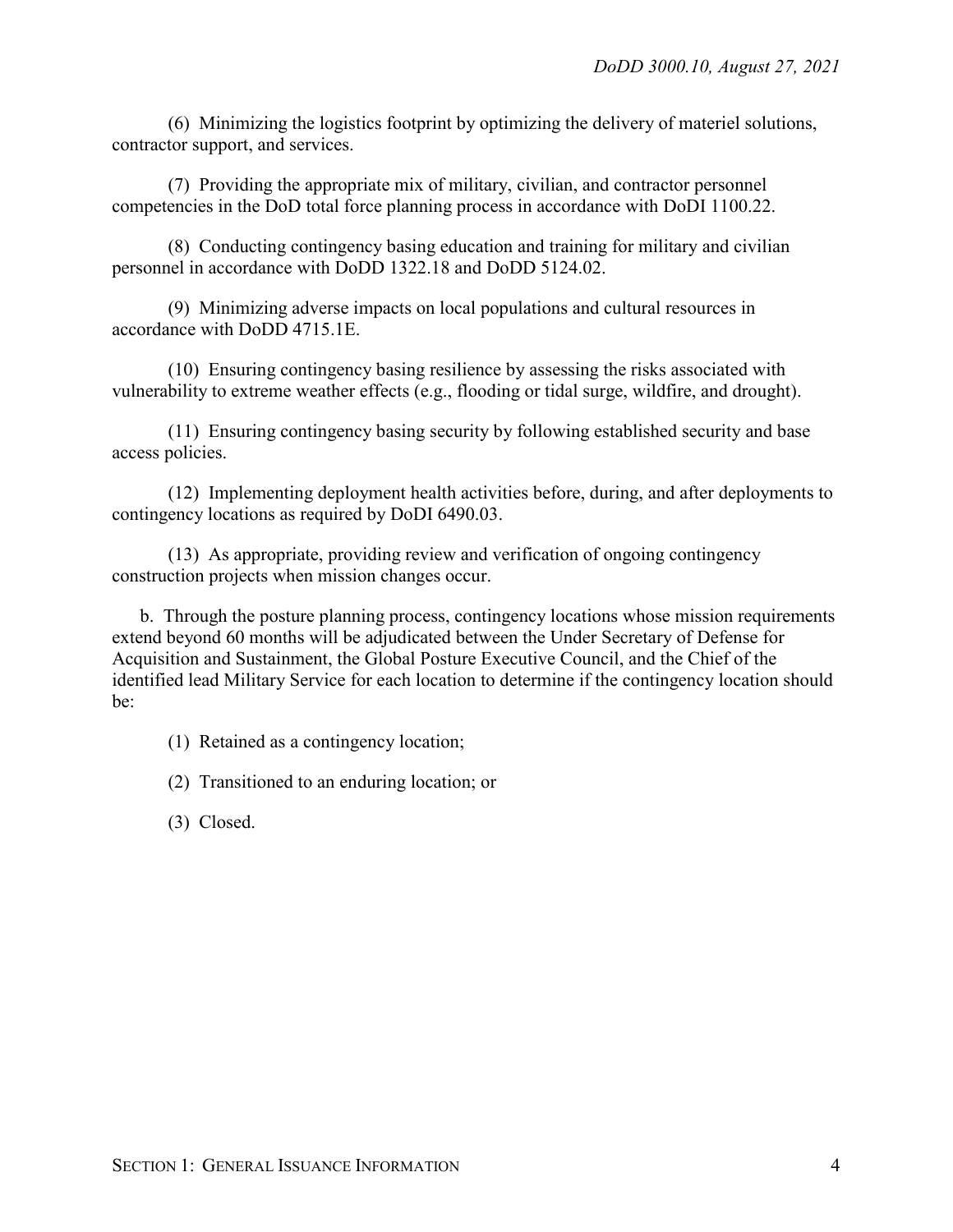(6) Minimizing the logistics footprint by optimizing the delivery of materiel solutions, contractor support, and services.

(7) Providing the appropriate mix of military, civilian, and contractor personnel competencies in the DoD total force planning process in accordance with DoDI 1100.22.

(8) Conducting contingency basing education and training for military and civilian personnel in accordance with DoDD 1322.18 and DoDD 5124.02.

(9) Minimizing adverse impacts on local populations and cultural resources in accordance with DoDD 4715.1E.

(10) Ensuring contingency basing resilience by assessing the risks associated with vulnerability to extreme weather effects (e.g., flooding or tidal surge, wildfire, and drought).

(11) Ensuring contingency basing security by following established security and base access policies.

(12) Implementing deployment health activities before, during, and after deployments to contingency locations as required by DoDI 6490.03.

(13) As appropriate, providing review and verification of ongoing contingency construction projects when mission changes occur.

b. Through the posture planning process, contingency locations whose mission requirements extend beyond 60 months will be adjudicated between the Under Secretary of Defense for Acquisition and Sustainment, the Global Posture Executive Council, and the Chief of the identified lead Military Service for each location to determine if the contingency location should be:

(1) Retained as a contingency location;

(2) Transitioned to an enduring location; or

(3) Closed.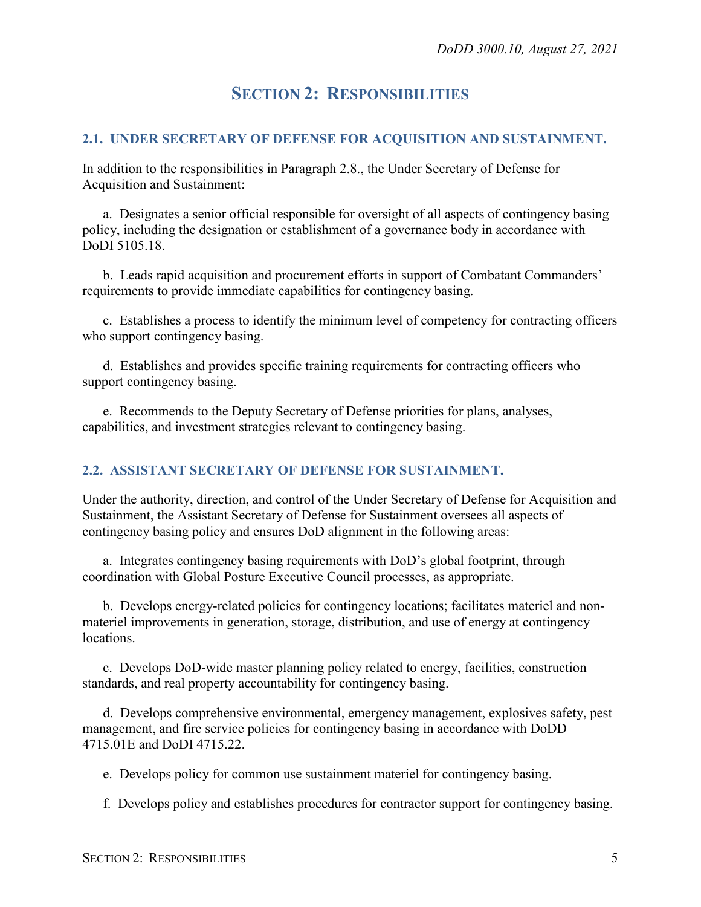# SECTION 2: RESPONSIBILITIES

## 2.1. UNDER SECRETARY OF DEFENSE FOR ACQUISITION AND SUSTAINMENT.

In addition to the responsibilities in Paragraph 2.8., the Under Secretary of Defense for Acquisition and Sustainment:

a. Designates a senior official responsible for oversight of all aspects of contingency basing policy, including the designation or establishment of a governance body in accordance with DoDI 5105.18.

b. Leads rapid acquisition and procurement efforts in support of Combatant Commanders' requirements to provide immediate capabilities for contingency basing.

c. Establishes a process to identify the minimum level of competency for contracting officers who support contingency basing.

d. Establishes and provides specific training requirements for contracting officers who support contingency basing.

e. Recommends to the Deputy Secretary of Defense priorities for plans, analyses, capabilities, and investment strategies relevant to contingency basing.

## 2.2. ASSISTANT SECRETARY OF DEFENSE FOR SUSTAINMENT.

Under the authority, direction, and control of the Under Secretary of Defense for Acquisition and Sustainment, the Assistant Secretary of Defense for Sustainment oversees all aspects of contingency basing policy and ensures DoD alignment in the following areas:

a. Integrates contingency basing requirements with DoD's global footprint, through coordination with Global Posture Executive Council processes, as appropriate.

b. Develops energy-related policies for contingency locations; facilitates materiel and non-materiel improvements in generation, storage, distribution, and use of energy at contingency locations.

c. Develops DoD-wide master planning policy related to energy, facilities, construction standards, and real property accountability for contingency basing.

d. Develops comprehensive environmental, emergency management, explosives safety, pest management, and fire service policies for contingency basing in accordance with DoDD 4715.01E and DoDI 4715.22.

e. Develops policy for common use sustainment materiel for contingency basing.

f. Develops policy and establishes procedures for contractor support for contingency basing.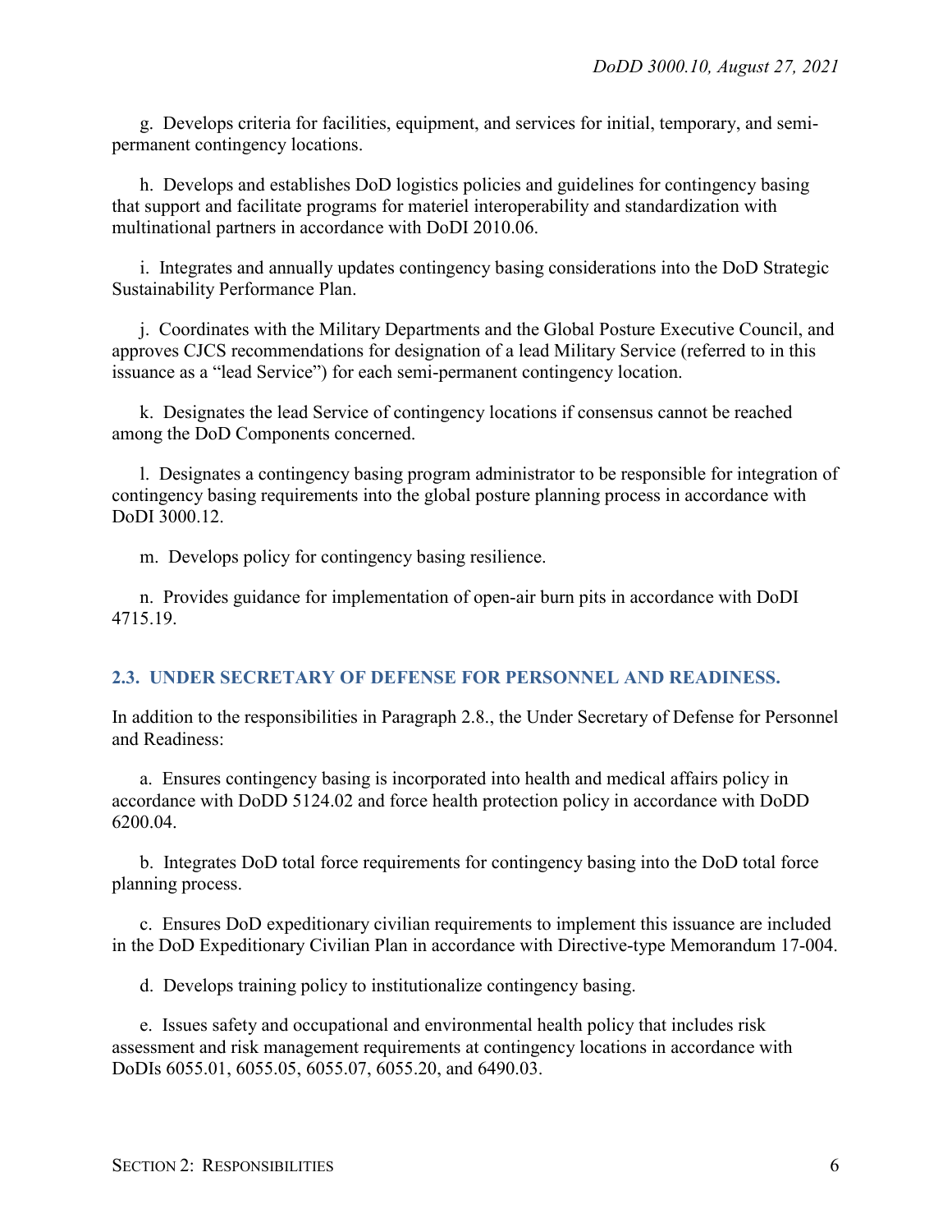g. Develops criteria for facilities, equipment, and services for initial, temporary, and semi-permanent contingency locations.

h. Develops and establishes DoD logistics policies and guidelines for contingency basing that support and facilitate programs for materiel interoperability and standardization with multinational partners in accordance with DoDI 2010.06.

i. Integrates and annually updates contingency basing considerations into the DoD Strategic Sustainability Performance Plan.

j. Coordinates with the Military Departments and the Global Posture Executive Council, and approves CJCS recommendations for designation of a lead Military Service (referred to in this issuance as a "lead Service") for each semi-permanent contingency location.

k. Designates the lead Service of contingency locations if consensus cannot be reached among the DoD Components concerned.

l. Designates a contingency basing program administrator to be responsible for integration of contingency basing requirements into the global posture planning process in accordance with DoDI 3000.12.

m. Develops policy for contingency basing resilience.

n. Provides guidance for implementation of open-air burn pits in accordance with DoDI 4715.19.

## 2.3. UNDER SECRETARY OF DEFENSE FOR PERSONNEL AND READINESS.

In addition to the responsibilities in Paragraph 2.8., the Under Secretary of Defense for Personnel and Readiness:

a. Ensures contingency basing is incorporated into health and medical affairs policy in accordance with DoDD 5124.02 and force health protection policy in accordance with DoDD 6200.04.

b. Integrates DoD total force requirements for contingency basing into the DoD total force planning process.

c. Ensures DoD expeditionary civilian requirements to implement this issuance are included in the DoD Expeditionary Civilian Plan in accordance with Directive-type Memorandum 17-004.

d. Develops training policy to institutionalize contingency basing.

e. Issues safety and occupational and environmental health policy that includes risk assessment and risk management requirements at contingency locations in accordance with DoDIs 6055.01, 6055.05, 6055.07, 6055.20, and 6490.03.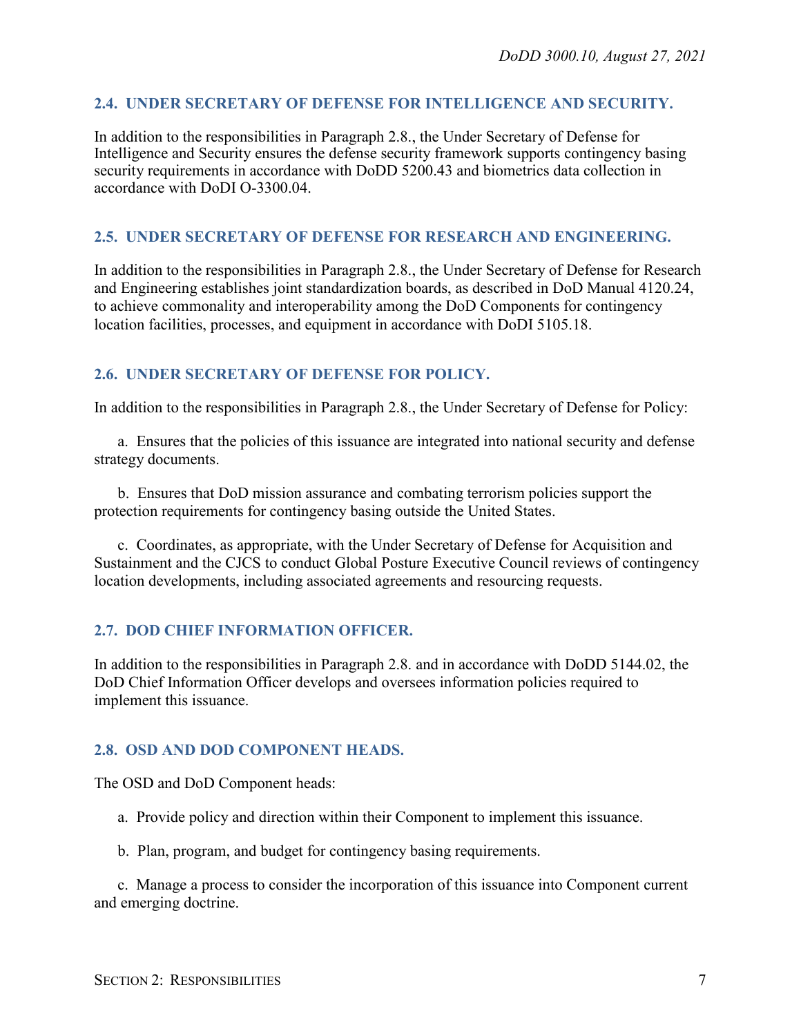## 2.4. UNDER SECRETARY OF DEFENSE FOR INTELLIGENCE AND SECURITY.

In addition to the responsibilities in Paragraph 2.8., the Under Secretary of Defense for Intelligence and Security ensures the defense security framework supports contingency basing security requirements in accordance with DoDD 5200.43 and biometrics data collection in accordance with DoDI O-3300.04.

## 2.5. UNDER SECRETARY OF DEFENSE FOR RESEARCH AND ENGINEERING.

In addition to the responsibilities in Paragraph 2.8., the Under Secretary of Defense for Research and Engineering establishes joint standardization boards, as described in DoD Manual 4120.24, to achieve commonality and interoperability among the DoD Components for contingency location facilities, processes, and equipment in accordance with DoDI 5105.18.

## 2.6. UNDER SECRETARY OF DEFENSE FOR POLICY.

In addition to the responsibilities in Paragraph 2.8., the Under Secretary of Defense for Policy:

a. Ensures that the policies of this issuance are integrated into national security and defense strategy documents.

b. Ensures that DoD mission assurance and combating terrorism policies support the protection requirements for contingency basing outside the United States.

c. Coordinates, as appropriate, with the Under Secretary of Defense for Acquisition and Sustainment and the CJCS to conduct Global Posture Executive Council reviews of contingency location developments, including associated agreements and resourcing requests.

## 2.7. DOD CHIEF INFORMATION OFFICER.

In addition to the responsibilities in Paragraph 2.8. and in accordance with DoDD 5144.02, the DoD Chief Information Officer develops and oversees information policies required to implement this issuance.

## 2.8. OSD AND DOD COMPONENT HEADS.

The OSD and DoD Component heads:

a. Provide policy and direction within their Component to implement this issuance.

b. Plan, program, and budget for contingency basing requirements.

c. Manage a process to consider the incorporation of this issuance into Component current and emerging doctrine.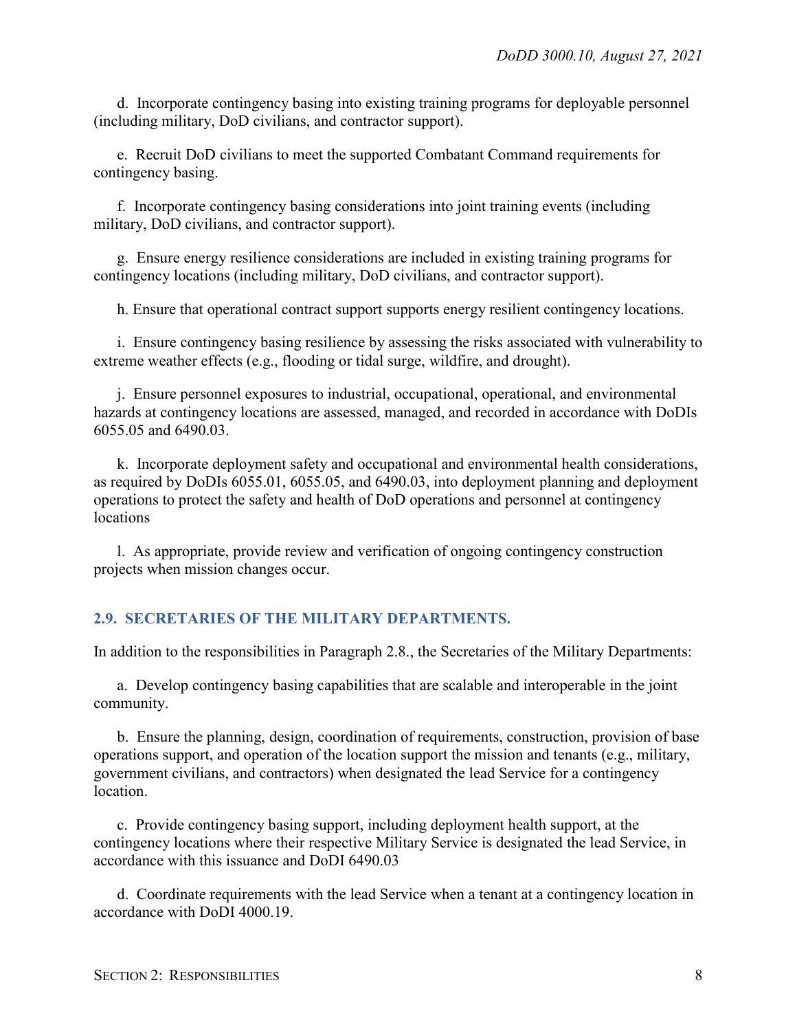d. Incorporate contingency basing into existing training programs for deployable personnel (including military, DoD civilians, and contractor support).

e. Recruit DoD civilians to meet the supported Combatant Command requirements for contingency basing.

f. Incorporate contingency basing considerations into joint training events (including military, DoD civilians, and contractor support).

g. Ensure energy resilience considerations are included in existing training programs for contingency locations (including military, DoD civilians, and contractor support).

h. Ensure that operational contract support supports energy resilient contingency locations.

i. Ensure contingency basing resilience by assessing the risks associated with vulnerability to extreme weather effects (e.g., flooding or tidal surge, wildfire, and drought).

j. Ensure personnel exposures to industrial, occupational, operational, and environmental hazards at contingency locations are assessed, managed, and recorded in accordance with DoDIs 6055.05 and 6490.03.

k. Incorporate deployment safety and occupational and environmental health considerations, as required by DoDIs 6055.01, 6055.05, and 6490.03, into deployment planning and deployment operations to protect the safety and health of DoD operations and personnel at contingency locations

l. As appropriate, provide review and verification of ongoing contingency construction projects when mission changes occur.

## 2.9. SECRETARIES OF THE MILITARY DEPARTMENTS.

In addition to the responsibilities in Paragraph 2.8., the Secretaries of the Military Departments:

a. Develop contingency basing capabilities that are scalable and interoperable in the joint community.

b. Ensure the planning, design, coordination of requirements, construction, provision of base operations support, and operation of the location support the mission and tenants (e.g., military, government civilians, and contractors) when designated the lead Service for a contingency location.

c. Provide contingency basing support, including deployment health support, at the contingency locations where their respective Military Service is designated the lead Service, in accordance with this issuance and DoDI 6490.03

d. Coordinate requirements with the lead Service when a tenant at a contingency location in accordance with DoDI 4000.19.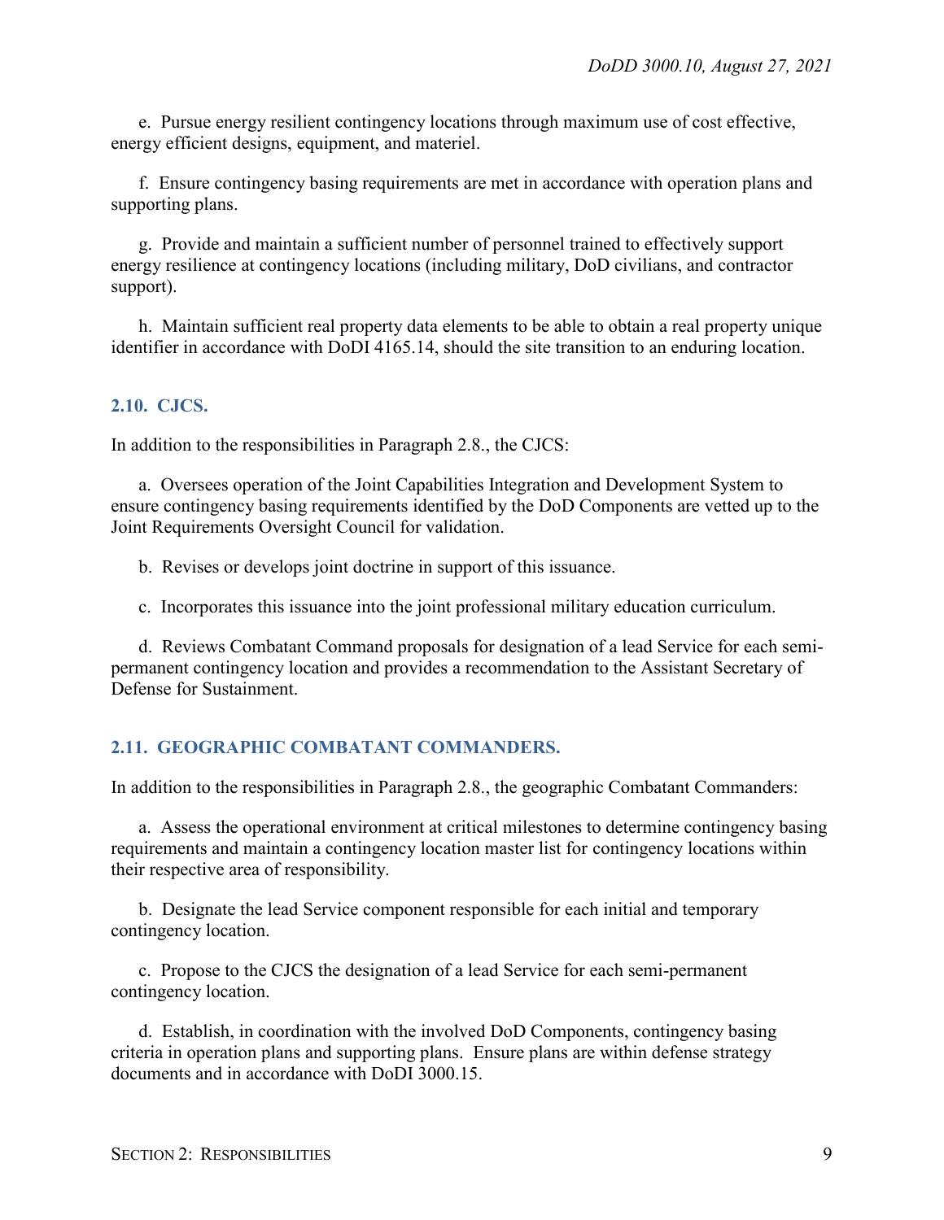e. Pursue energy resilient contingency locations through maximum use of cost effective, energy efficient designs, equipment, and materiel.

f. Ensure contingency basing requirements are met in accordance with operation plans and supporting plans.

g. Provide and maintain a sufficient number of personnel trained to effectively support energy resilience at contingency locations (including military, DoD civilians, and contractor support).

h. Maintain sufficient real property data elements to be able to obtain a real property unique identifier in accordance with DoDI 4165.14, should the site transition to an enduring location.

## 2.10. CJCS.

In addition to the responsibilities in Paragraph 2.8., the CJCS:

a. Oversees operation of the Joint Capabilities Integration and Development System to ensure contingency basing requirements identified by the DoD Components are vetted up to the Joint Requirements Oversight Council for validation.

b. Revises or develops joint doctrine in support of this issuance.

c. Incorporates this issuance into the joint professional military education curriculum.

d. Reviews Combatant Command proposals for designation of a lead Service for each semi-permanent contingency location and provides a recommendation to the Assistant Secretary of Defense for Sustainment.

## 2.11. GEOGRAPHIC COMBATANT COMMANDERS.

In addition to the responsibilities in Paragraph 2.8., the geographic Combatant Commanders:

a. Assess the operational environment at critical milestones to determine contingency basing requirements and maintain a contingency location master list for contingency locations within their respective area of responsibility.

b. Designate the lead Service component responsible for each initial and temporary contingency location.

c. Propose to the CJCS the designation of a lead Service for each semi-permanent contingency location.

d. Establish, in coordination with the involved DoD Components, contingency basing criteria in operation plans and supporting plans. Ensure plans are within defense strategy documents and in accordance with DoDI 3000.15.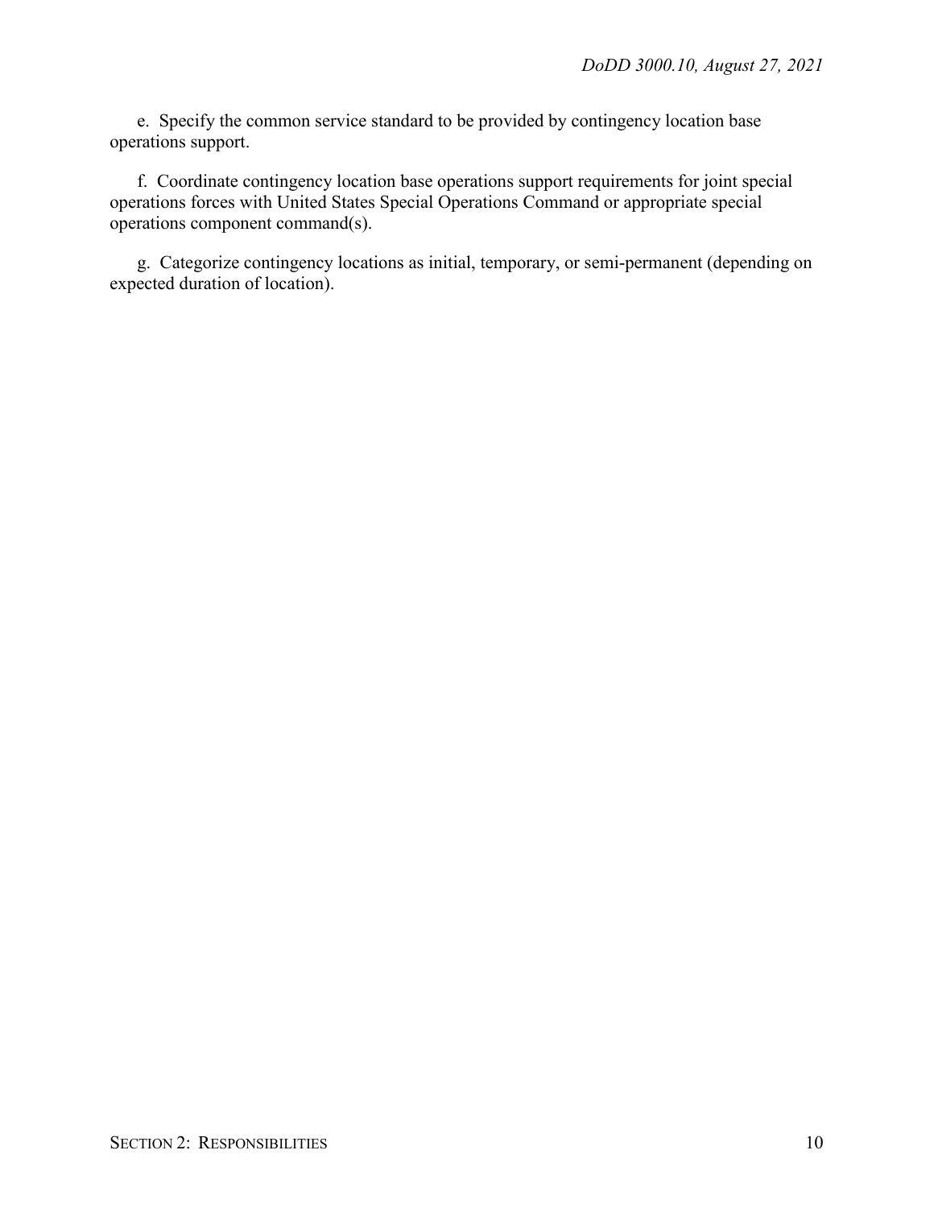e. Specify the common service standard to be provided by contingency location base operations support.

f. Coordinate contingency location base operations support requirements for joint special operations forces with United States Special Operations Command or appropriate special operations component command(s).

g. Categorize contingency locations as initial, temporary, or semi-permanent (depending on expected duration of location).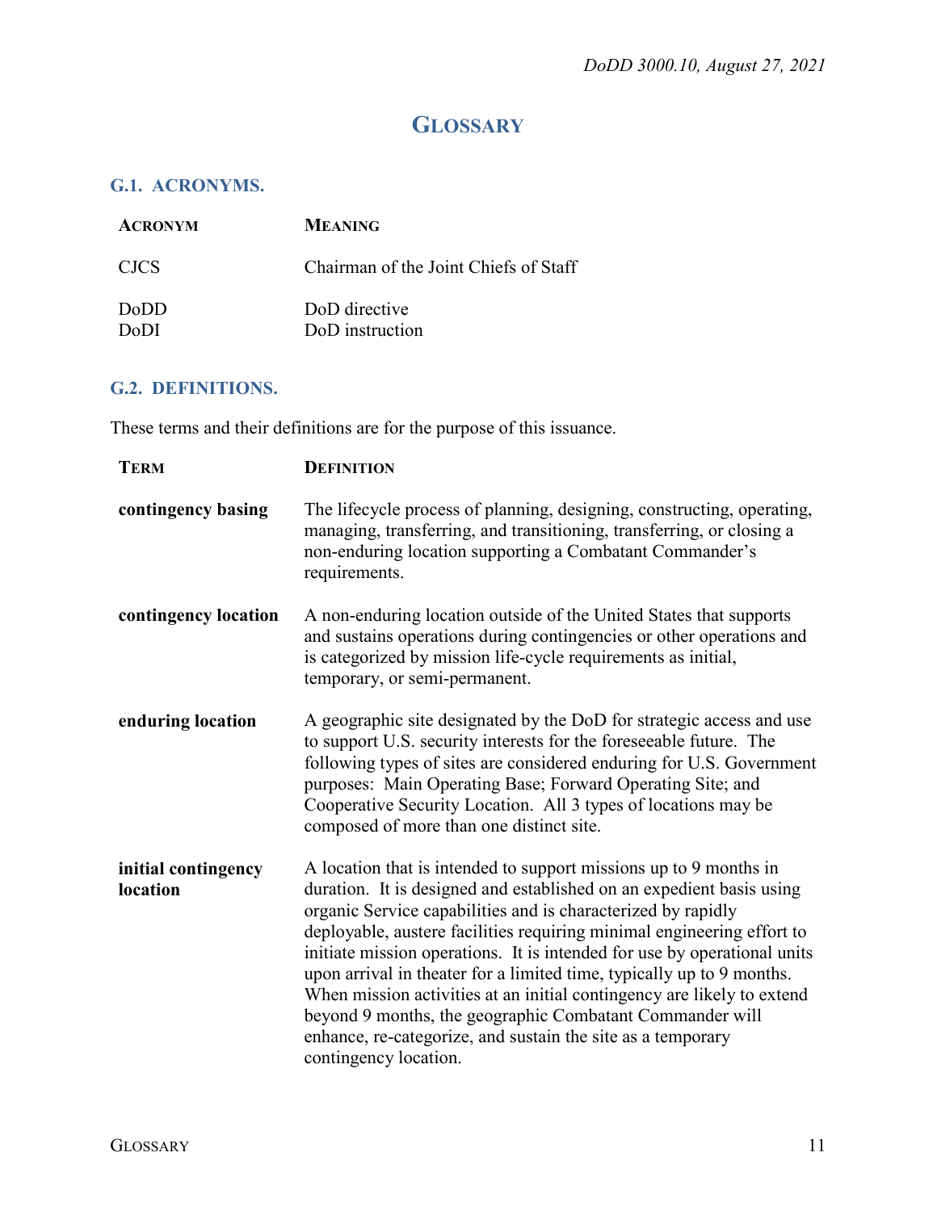# GLOSSARY

## G.1. ACRONYMS.

| ACRONYM | MEANING |
|---|---|
| CJCS | Chairman of the Joint Chiefs of Staff |
| DoDD | DoD directive |
| DoDI | DoD instruction |

## G.2. DEFINITIONS.

These terms and their definitions are for the purpose of this issuance.

| TERM | DEFINITION |
|---|---|
| **contingency basing** | The lifecycle process of planning, designing, constructing, operating, managing, transferring, and transitioning, transferring, or closing a non-enduring location supporting a Combatant Commander's requirements. |
| **contingency location** | A non-enduring location outside of the United States that supports and sustains operations during contingencies or other operations and is categorized by mission life-cycle requirements as initial, temporary, or semi-permanent. |
| **enduring location** | A geographic site designated by the DoD for strategic access and use to support U.S. security interests for the foreseeable future. The following types of sites are considered enduring for U.S. Government purposes: Main Operating Base; Forward Operating Site; and Cooperative Security Location. All 3 types of locations may be composed of more than one distinct site. |
| **initial contingency location** | A location that is intended to support missions up to 9 months in duration. It is designed and established on an expedient basis using organic Service capabilities and is characterized by rapidly deployable, austere facilities requiring minimal engineering effort to initiate mission operations. It is intended for use by operational units upon arrival in theater for a limited time, typically up to 9 months. When mission activities at an initial contingency are likely to extend beyond 9 months, the geographic Combatant Commander will enhance, re-categorize, and sustain the site as a temporary contingency location. |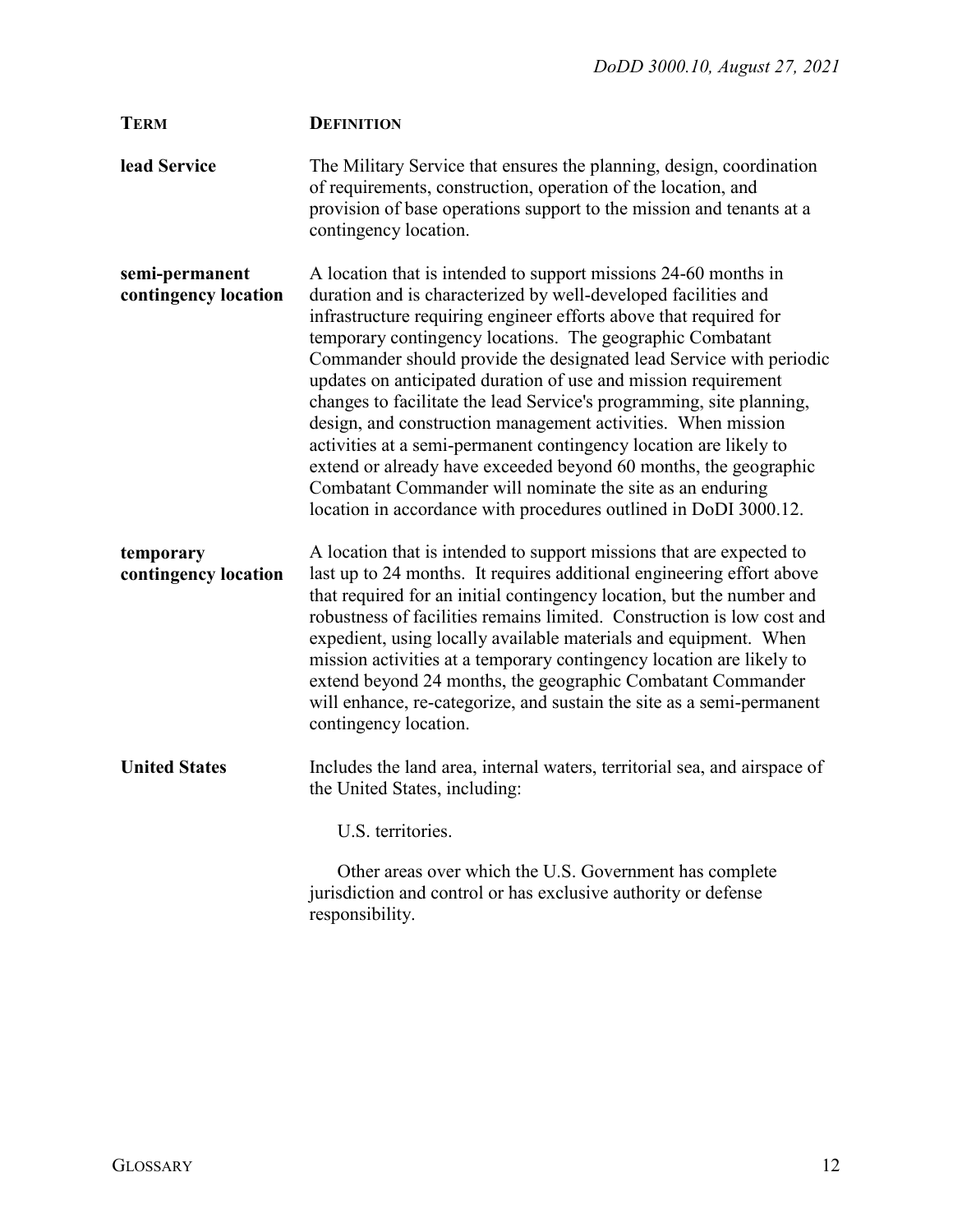| TERM | DEFINITION |
| --- | --- |
| **lead Service** | The Military Service that ensures the planning, design, coordination of requirements, construction, operation of the location, and provision of base operations support to the mission and tenants at a contingency location. |
| **semi-permanent contingency location** | A location that is intended to support missions 24-60 months in duration and is characterized by well-developed facilities and infrastructure requiring engineer efforts above that required for temporary contingency locations. The geographic Combatant Commander should provide the designated lead Service with periodic updates on anticipated duration of use and mission requirement changes to facilitate the lead Service's programming, site planning, design, and construction management activities. When mission activities at a semi-permanent contingency location are likely to extend or already have exceeded beyond 60 months, the geographic Combatant Commander will nominate the site as an enduring location in accordance with procedures outlined in DoDI 3000.12. |
| **temporary contingency location** | A location that is intended to support missions that are expected to last up to 24 months. It requires additional engineering effort above that required for an initial contingency location, but the number and robustness of facilities remains limited. Construction is low cost and expedient, using locally available materials and equipment. When mission activities at a temporary contingency location are likely to extend beyond 24 months, the geographic Combatant Commander will enhance, re-categorize, and sustain the site as a semi-permanent contingency location. |
| **United States** | Includes the land area, internal waters, territorial sea, and airspace of the United States, including:<br><br>U.S. territories.<br><br>Other areas over which the U.S. Government has complete jurisdiction and control or has exclusive authority or defense responsibility. |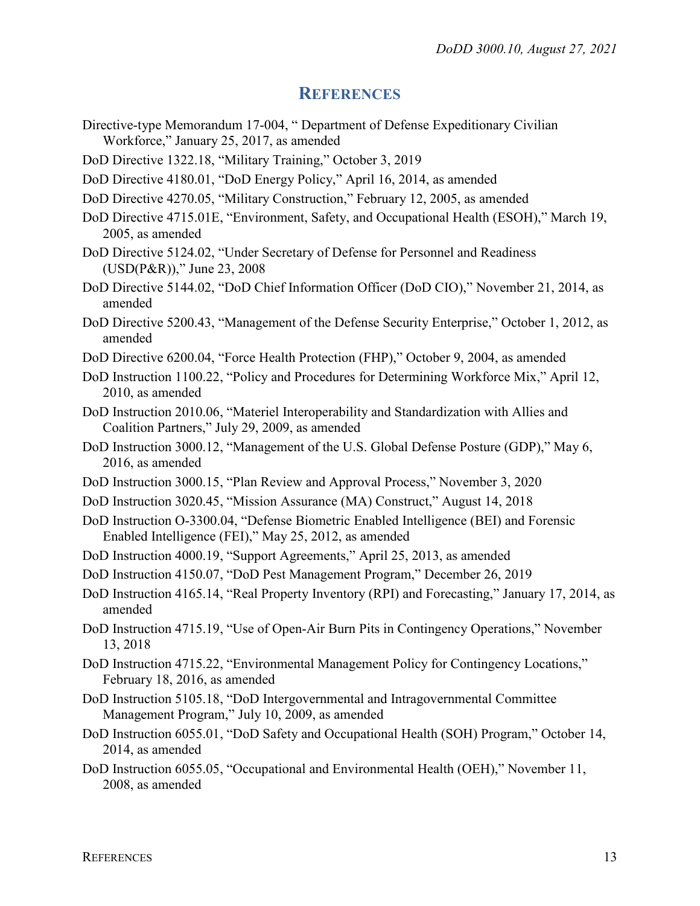## REFERENCES

Directive-type Memorandum 17-004, " Department of Defense Expeditionary Civilian Workforce," January 25, 2017, as amended

DoD Directive 1322.18, "Military Training," October 3, 2019

DoD Directive 4180.01, "DoD Energy Policy," April 16, 2014, as amended

DoD Directive 4270.05, "Military Construction," February 12, 2005, as amended

DoD Directive 4715.01E, "Environment, Safety, and Occupational Health (ESOH)," March 19, 2005, as amended

DoD Directive 5124.02, "Under Secretary of Defense for Personnel and Readiness (USD(P&R))," June 23, 2008

DoD Directive 5144.02, "DoD Chief Information Officer (DoD CIO)," November 21, 2014, as amended

DoD Directive 5200.43, "Management of the Defense Security Enterprise," October 1, 2012, as amended

DoD Directive 6200.04, "Force Health Protection (FHP)," October 9, 2004, as amended

DoD Instruction 1100.22, "Policy and Procedures for Determining Workforce Mix," April 12, 2010, as amended

DoD Instruction 2010.06, "Materiel Interoperability and Standardization with Allies and Coalition Partners," July 29, 2009, as amended

DoD Instruction 3000.12, "Management of the U.S. Global Defense Posture (GDP)," May 6, 2016, as amended

DoD Instruction 3000.15, "Plan Review and Approval Process," November 3, 2020

DoD Instruction 3020.45, "Mission Assurance (MA) Construct," August 14, 2018

DoD Instruction O-3300.04, "Defense Biometric Enabled Intelligence (BEI) and Forensic Enabled Intelligence (FEI)," May 25, 2012, as amended

DoD Instruction 4000.19, "Support Agreements," April 25, 2013, as amended

DoD Instruction 4150.07, "DoD Pest Management Program," December 26, 2019

DoD Instruction 4165.14, "Real Property Inventory (RPI) and Forecasting," January 17, 2014, as amended

DoD Instruction 4715.19, "Use of Open-Air Burn Pits in Contingency Operations," November 13, 2018

DoD Instruction 4715.22, "Environmental Management Policy for Contingency Locations," February 18, 2016, as amended

DoD Instruction 5105.18, "DoD Intergovernmental and Intragovernmental Committee Management Program," July 10, 2009, as amended

DoD Instruction 6055.01, "DoD Safety and Occupational Health (SOH) Program," October 14, 2014, as amended

DoD Instruction 6055.05, "Occupational and Environmental Health (OEH)," November 11, 2008, as amended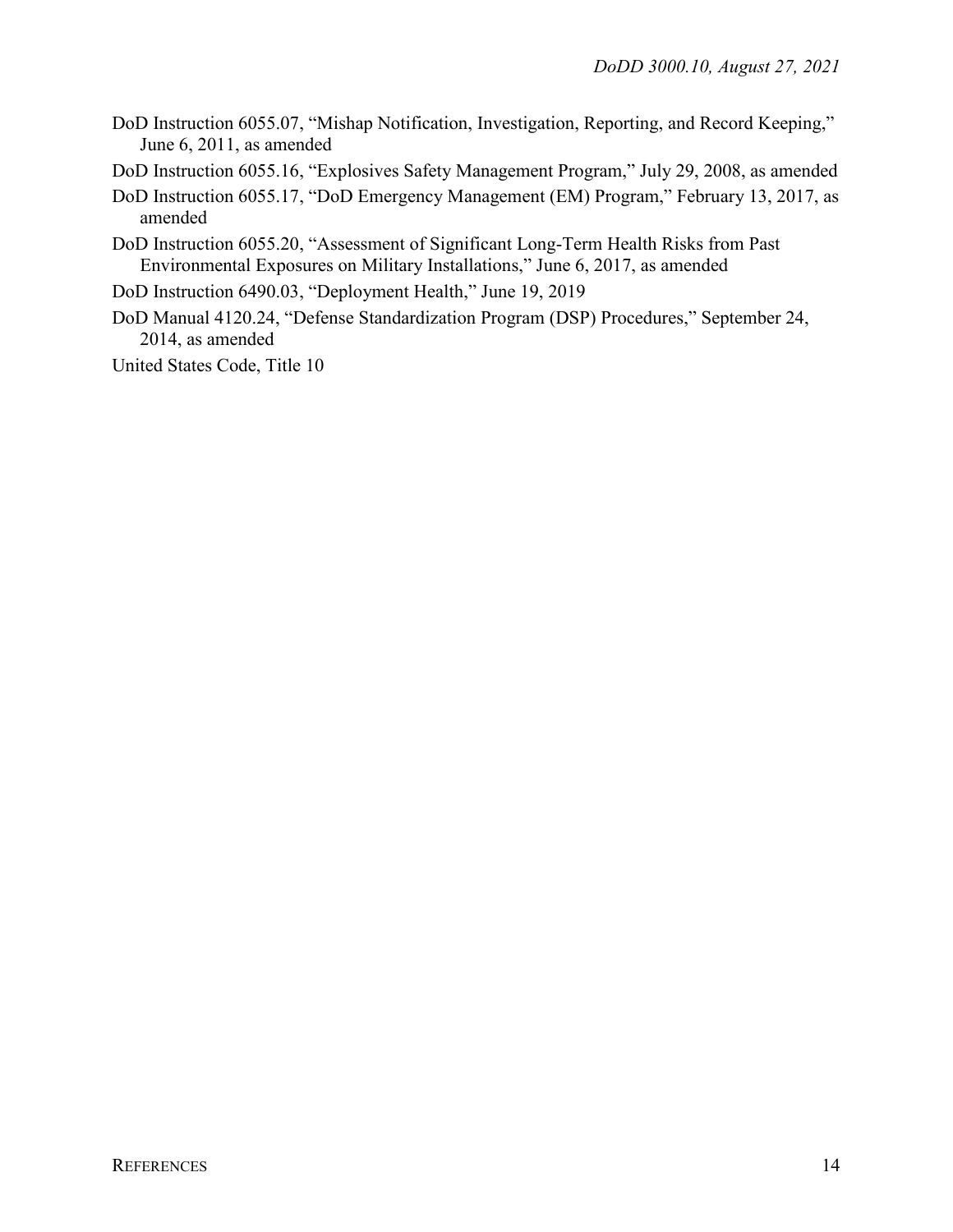DoD Instruction 6055.07, "Mishap Notification, Investigation, Reporting, and Record Keeping," June 6, 2011, as amended

DoD Instruction 6055.16, "Explosives Safety Management Program," July 29, 2008, as amended

DoD Instruction 6055.17, "DoD Emergency Management (EM) Program," February 13, 2017, as amended

DoD Instruction 6055.20, "Assessment of Significant Long-Term Health Risks from Past Environmental Exposures on Military Installations," June 6, 2017, as amended

DoD Instruction 6490.03, "Deployment Health," June 19, 2019

DoD Manual 4120.24, "Defense Standardization Program (DSP) Procedures," September 24, 2014, as amended

United States Code, Title 10